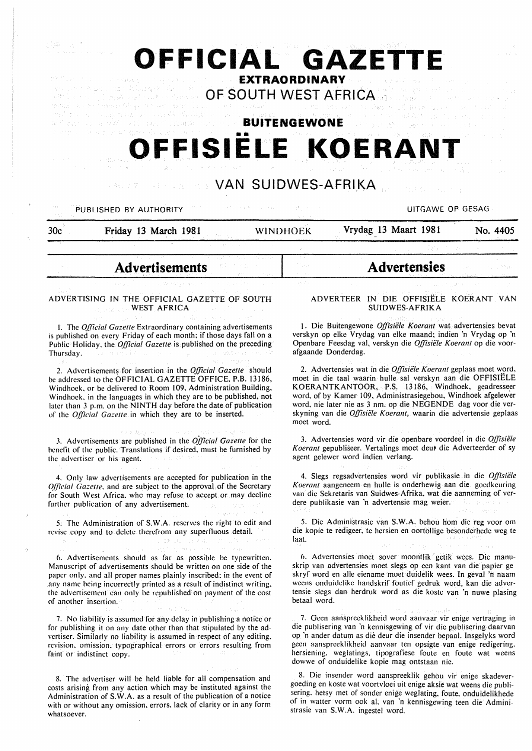# OFFICIAL GAZETTE

**EXTRAORDINARY**

**OF SOUTH WEST AFRICA**

**BUITENGEWONE**

# OFFISIËLE KOERANT

**VAN SUIDWES-AFRIKA**

PUBLISHED BY AUTHORITY — UITGAWE OP GESAG

30c — **Friday 13 March 1981** — WINDHOEK — **Vrydag 13 Maart 1981** — No. 4405

## Advertisements

### ADVERTISING IN THE OFFICIAL GAZETTE OF SOUTH WEST AFRICA

1. The *Official Gazette* Extraordinary containing advertisements is published on every Friday of each month; if those days fall on a Public Holiday, the *Official Gazette* is published on the preceding Thursday.

2. Advertisements for insertion in the *Official Gazette* should be addressed to the OFFICIAL GAZETTE OFFICE, P.B. 13186, Windhoek, or be delivered to Room 109, Administration Building, Windhoek, in the languages in which they are to be published, not later than 3 p.m. on the NINTH day before the date of publication of the *Official Gazette* in which they are to be inserted.

3. Advertisements are published in the *Official Gazette* for the benefit of the public. Translations if desired, must be furnished by the advertiser or his agent.

4. Only law advertisements are accepted for publication in the *Official Gazette*, and are subject to the approval of the Secretary for South West Africa, who may refuse to accept or may decline further publication of any advertisement.

5. The Administration of S.W.A. reserves the right to edit and revise copy and to delete therefrom any superfluous detail.

6. Advertisements should as far as possible be typewritten. Manuscript of advertisements should be written on one side of the paper only, and all proper names plainly inscribed; in the event of any name being incorrectly printed as a result of indistinct writing, the advertisement can only be republished on payment of the cost of another insertion.

7. No liability is assumed for any delay in publishing a notice or for publishing it on any date other than that stipulated by the advertiser. Similarly no liability is assumed in respect of any editing, revision, omission, typographical errors or errors resulting from faint or indistinct copy.

8. The advertiser will be held liable for all compensation and costs arising from any action which may be instituted against the Administration of S.W.A. as a result of the publication of a notice with or without any omission, errors, lack of clarity or in any form whatsoever.

## Advertensies

### ADVERTEER IN DIE OFFISIËLE KOERANT VAN SUIDWES-AFRIKA

1. Die Buitengewone *Offisiële Koerant* wat advertensies bevat verskyn op elke Vrydag van elke maand; indien 'n Vrydag op 'n Openbare Feesdag val, verskyn die *Offisiële Koerant* op die voorafgaande Donderdag.

2. Advertensies wat in die *Offisiële Koerant* geplaas moet word, moet in die taal waarin hulle sal verskyn aan die OFFISIËLE KOERANTKANTOOR, P.S. 13186, Windhoek, geadresseer word, of by Kamer 109, Administrasiegebou, Windhoek afgelewer word, nie later nie as 3 nm. op die NEGENDE dag voor die verskyning van die *Offisiële Koerant*, waarin die advertensie geplaas moet word.

3. Advertensies word vir die openbare voordeel in die *Offisiële Koerant* gepubliseer. Vertalings moet deur die Adverteerder of sy agent gelewer word indien verlang.

4. Slegs regsadvertensies word vir publikasie in die *Offisiële Koerant* aangeneem en hulle is onderhewig aan die goedkeuring van die Sekretaris van Suidwes-Afrika, wat die aanneming of verdere publikasie van 'n advertensie mag weier.

5. Die Administrasie van S.W.A. behou hom die reg voor om die kopie te redigeer, te hersien en oortollige besonderhede weg te laat.

6. Advertensies moet sover moontlik getik wees. Die manuskrip van advertensies moet slegs op een kant van die papier geskryf word en alle eiename moet duidelik wees. In geval 'n naam weens onduidelike handskrif foutief gedruk word, kan die advertensie slegs dan herdruk word as die koste van 'n nuwe plasing betaal word.

7. Geen aanspreeklikheid word aanvaar vir enige vertraging in die publisering van 'n kennisgewing of vir die publisering daarvan op 'n ander datum as dié deur die insender bepaal. Insgelyks word geen aanspreeklikheid aanvaar ten opsigte van enige redigering, hersiening, weglatings, tipografiese foute en foute wat weens dowwe of onduidelike kopie mag ontstaan nie.

8. Die insender word aanspreeklik gehou vir enige skadevergoeding en koste wat voortvloei uit enige aksie wat weens die publisering, hetsy met of sonder enige weglating, foute, onduidelikhede of in watter vorm ook al, van 'n kennisgewing teen die Administrasie van S.W.A. ingestel word.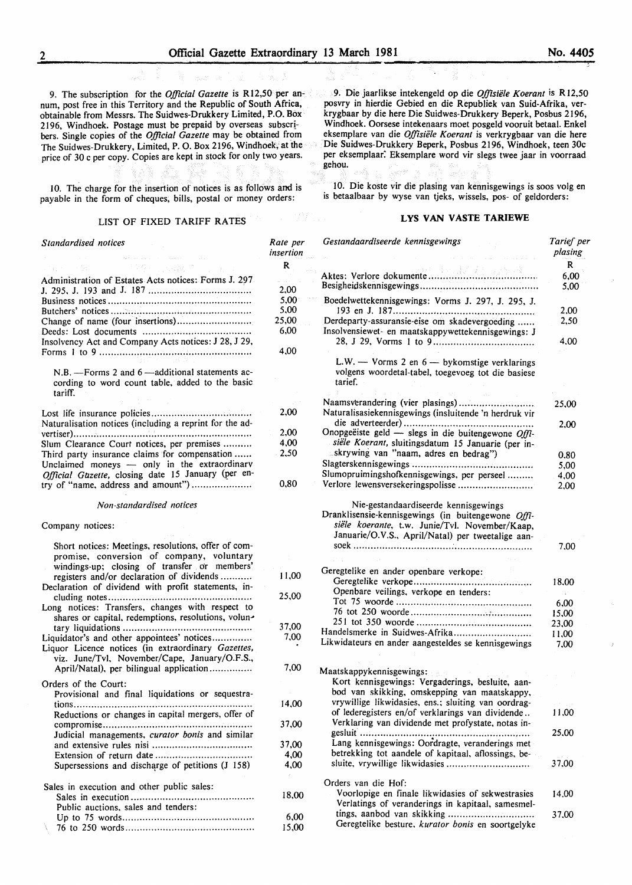9. The subscription for the *Official Gazette* is R12,50 per annum, post free in this Territory and the Republic of South Africa, obtainable from Messrs. The Suidwes-Drukkery Limited, P.O. Box 2196, Windhoek. Postage must be prepaid by overseas subscribers. Single copies of the *Official Gazette* may be obtained from The Suidwes-Drukkery, Limited, P. O. Box 2196, Windhoek, at the price of 30 c per copy. Copies are kept in stock for only two years.

10. The charge for the insertion of notices is as follows and is payable in the form of cheques, bills, postal or money orders:

## LIST OF FIXED TARIFF RATES

| *Standardised notices* | Rate per insertion R |
|---|---|
| Administration of Estates Acts notices: Forms J. 297 J. 295, J. 193 and J. 187 | 2,00 |
| Business notices | 5,00 |
| Butchers' notices | 5,00 |
| Change of name (four insertions) | 25,00 |
| Deeds: Lost documents | 6,00 |
| Insolvency Act and Company Acts notices: J 28, J 29, Forms 1 to 9 | 4,00 |
| N.B. —Forms 2 and 6 —additional statements according to word count table, added to the basic tariff. | |
| Lost life insurance policies | 2,00 |
| Naturalisation notices (including a reprint for the advertiser) | 2,00 |
| Slum Clearance Court notices, per premises | 4,00 |
| Third party insurance claims for compensation | 2,50 |
| Unclaimed moneys — only in the extraordinary *Official Gazette*, closing date 15 January (per entry of "name, address and amount") | 0,80 |

*Non-standardised notices*

| Company notices: | |
|---|---|
| Short notices: Meetings, resolutions, offer of compromise, conversion of company, voluntary windings-up; closing of transfer or members' registers and/or declaration of dividends | 11,00 |
| Declaration of dividend with profit statements, including notes | 25,00 |
| Long notices: Transfers, changes with respect to shares or capital, redemptions, resolutions, voluntary liquidations | 37,00 |
| Liquidator's and other appointees' notices | 7,00 |
| Liquor Licence notices (in extraordinary *Gazettes*, viz. June/Tvl, November/Cape, January/O.F.S., April/Natal), per bilingual application | 7,00 |
| Orders of the Court: | |
| Provisional and final liquidations or sequestrations | 14,00 |
| Reductions or changes in capital mergers, offer of compromise | 37,00 |
| Judicial managements, *curator bonis* and similar and extensive rules nisi | 37,00 |
| Extension of return date | 4,00 |
| Supersessions and discharge of petitions (J 158) | 4,00 |
| Sales in execution and other public sales: | |
| Sales in execution | 18,00 |
| Public auctions, sales and tenders: | |
| Up to 75 words | 6,00 |
| 76 to 250 words | 15,00 |

9. Die jaarlikse intekengeld op die *Offisiële Koerant* is R12,50 posvry in hierdie Gebied en die Republiek van Suid-Afrika, verkrygbaar by die here Die Suidwes-Drukkery Beperk, Posbus 2196, Windhoek. Oorsese intekenaars moet posgeld vooruit betaal. Enkel eksemplare van die *Offisiële Koerant* is verkrygbaar van die here Die Suidwes-Drukkery Beperk, Posbus 2196, Windhoek, teen 30c per eksemplaar. Eksemplare word vir slegs twee jaar in voorraad gehou.

10. Die koste vir die plasing van kennisgewings is soos volg en is betaalbaar by wyse van tjeks, wissels, pos- of geldorders:

## LYS VAN VASTE TARIEWE

| *Gestandaardiseerde kennisgewings* | Tarief per plasing R |
|---|---|
| Aktes: Verlore dokumente | 6,00 |
| Besigheidskennisgewings | 5,00 |
| Boedelwettekennisgewings: Vorms J. 297, J. 295, J. 193 en J. 187 | 2,00 |
| Derdeparty-assuransie-eise om skadevergoeding | 2,50 |
| Insolvensiewet- en maatskappywettekennisgewings: J 28, J 29, Vorms 1 to 9 | 4,00 |
| L.W. — Vorms 2 en 6 — bykomstige verklarings volgens woordetal-tabel, toegevoeg tot die basiese tarief. | |
| Naamsverandering (vier plasings) | 25,00 |
| Naturalisasiekennisgewings (insluitende 'n herdruk vir die adverteerder) | 2,00 |
| Onopgeëiste geld — slegs in die buitengewone *Offisiële Koerant*, sluitingsdatum 15 Januarie (per inskrywing van "naam, adres en bedrag") | 0,80 |
| Slagterskennisgewings | 5,00 |
| Slumopruimingshofkennisgewings, per perseel | 4,00 |
| Verlore lewensversekeringspolisse | 2,00 |

| Nie-gestandaardiseerde kennisgewings | |
|---|---|
| Dranklisensie-kennisgewings (in buitengewone *Offisiële koerante*, t.w. Junie/Tvl. November/Kaap, Januarie/O.V.S., April/Natal) per tweetalige aansoek | 7,00 |
| Geregtelike en ander openbare verkope: | |
| Geregtelike verkope | 18,00 |
| Openbare veilings, verkope en tenders: | |
| Tot 75 woorde | 6,00 |
| 76 tot 250 woorde | 15,00 |
| 251 tot 350 woorde | 23,00 |
| Handelsmerke in Suidwes-Afrika | 11,00 |
| Likwidateurs en ander aangesteldes se kennisgewings | 7,00 |
| Maatskappykennisgewings: | |
| Kort kennisgewings: Vergaderings, besluite, aanbod van skikking, omskepping van maatskappy, vrywillige likwidasies, ens.; sluiting van oordrag- of lederegisters en/of verklarings van dividende | 11,00 |
| Verklaring van dividende met profystate, notas ingesluit | 25,00 |
| Lang kennisgewings: Oordragte, veranderings met betrekking tot aandele of kapitaal, aflossings, besluite, vrywillige likwidasies | 37,00 |
| Orders van die Hof: | |
| Voorlopige en finale likwidasies of sekwestrasies | 14,00 |
| Verlatings of veranderings in kapitaal, samesmeltings, aanbod van skikking | 37,00 |
| Geregtelike besture, *kurator bonis* en soortgelyke | |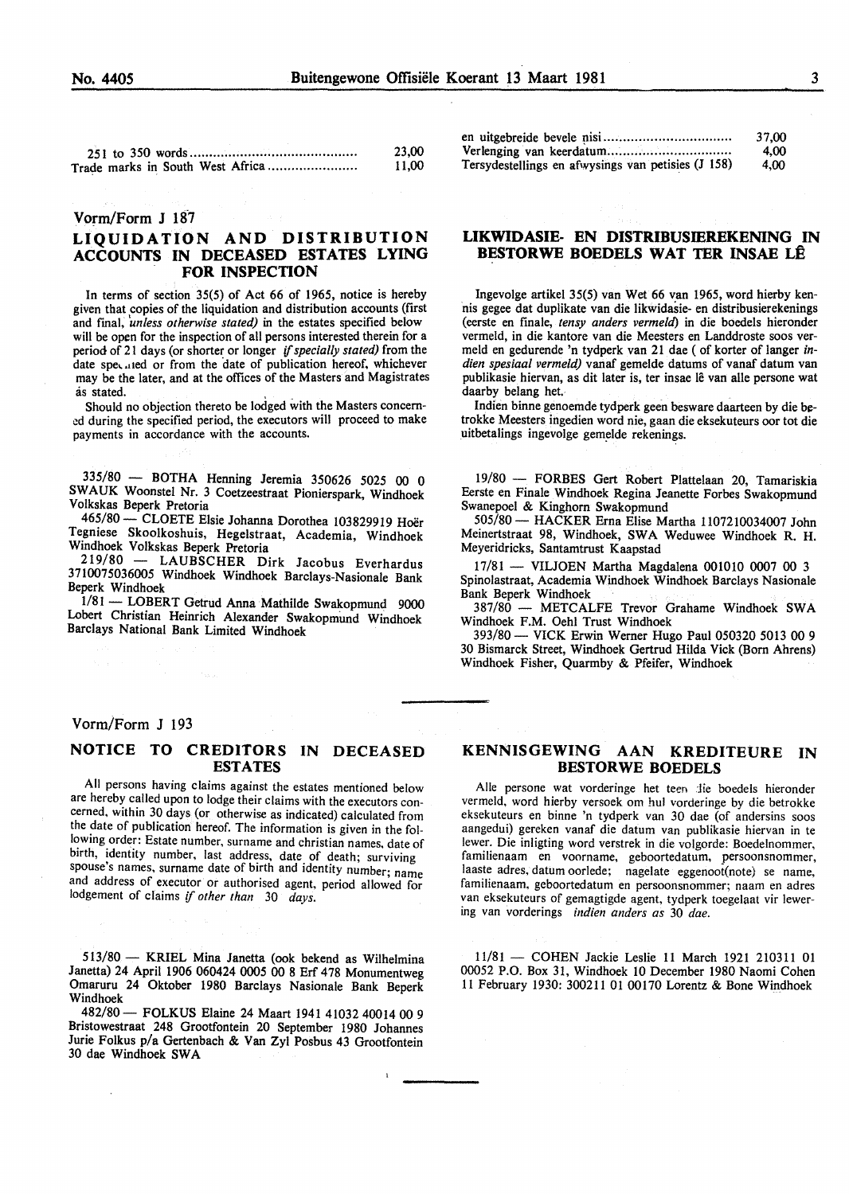| | |
|---|---|
| 251 to 350 words | 23,00 |
| Trade marks in South West Africa | 11,00 |

| | |
|---|---|
| en uitgebreide bevele nisi | 37,00 |
| Verlenging van keerdatum | 4,00 |
| Tersydestellings en afwysings van petisies (J 158) | 4,00 |

Vorm/Form J 187

## LIQUIDATION AND DISTRIBUTION ACCOUNTS IN DECEASED ESTATES LYING FOR INSPECTION

In terms of section 35(5) of Act 66 of 1965, notice is hereby given that copies of the liquidation and distribution accounts (first and final, *unless otherwise stated)* in the estates specified below will be open for the inspection of all persons interested therein for a period of 21 days (or shorter or longer *if specially stated)* from the date specified or from the date of publication hereof, whichever may be the later, and at the offices of the Masters and Magistrates as stated.

Should no objection thereto be lodged with the Masters concerned during the specified period, the executors will proceed to make payments in accordance with the accounts.

335/80 — BOTHA Henning Jeremia 350626 5025 00 0 SWAUK Woonstel Nr. 3 Coetzeestraat Pionierspark, Windhoek Volkskas Beperk Pretoria

465/80 — CLOETE Elsie Johanna Dorothea 103829919 Hoër Tegniese Skoolkoshuis, Hegelstraat, Academia, Windhoek Windhoek Volkskas Beperk Pretoria

219/80 — LAUBSCHER Dirk Jacobus Everhardus 3710075036005 Windhoek Windhoek Barclays-Nasionale Bank Beperk Windhoek

1/81 — LOBERT Getrud Anna Mathilde Swakopmund 9000 Lobert Christian Heinrich Alexander Swakopmund Windhoek Barclays National Bank Limited Windhoek

## LIKWIDASIE- EN DISTRIBUSIEREKENING IN BESTORWE BOEDELS WAT TER INSAE LÊ

Ingevolge artikel 35(5) van Wet 66 van 1965, word hierby kennis gegee dat duplikate van die likwidasie- en distribusierekenings (eerste en finale, *tensy anders vermeld*) in die boedels hieronder vermeld, in die kantore van die Meesters en Landdroste soos vermeld en gedurende 'n tydperk van 21 dae ( of korter of langer *indien spesiaal vermeld)* vanaf gemelde datums of vanaf datum van publikasie hiervan, as dit later is, ter insae lê van alle persone wat daarby belang het.

Indien binne genoemde tydperk geen besware daarteen by die betrokke Meesters ingedien word nie, gaan die eksekuteurs oor tot die uitbetalings ingevolge gemelde rekenings.

19/80 — FORBES Gert Robert Plattelaan 20, Tamariskia Eerste en Finale Windhoek Regina Jeanette Forbes Swakopmund Swanepoel & Kinghorn Swakopmund

505/80 — HACKER Erna Elise Martha 1107210034007 John Meinertstraat 98, Windhoek, SWA Weduwee Windhoek R. H. Meyeridricks, Santamtrust Kaapstad

17/81 — VILJOEN Martha Magdalena 001010 0007 00 3 Spinolastraat, Academia Windhoek Windhoek Barclays Nasionale Bank Beperk Windhoek

387/80 — METCALFE Trevor Grahame Windhoek SWA Windhoek F.M. Oehl Trust Windhoek

393/80 — VICK Erwin Werner Hugo Paul 050320 5013 00 9 30 Bismarck Street, Windhoek Gertrud Hilda Vick (Born Ahrens) Windhoek Fisher, Quarmby & Pfeifer, Windhoek

Vorm/Form J 193

## NOTICE TO CREDITORS IN DECEASED ESTATES

All persons having claims against the estates mentioned below are hereby called upon to lodge their claims with the executors concerned, within 30 days (or otherwise as indicated) calculated from the date of publication hereof. The information is given in the following order: Estate number, surname and christian names, date of birth, identity number, last address, date of death; surviving spouse's names, surname date of birth and identity number; name and address of executor or authorised agent, period allowed for lodgement of claims *if other than 30 days.*

513/80 — KRIEL Mina Janetta (ook bekend as Wilhelmina Janetta) 24 April 1906 060424 0005 00 8 Erf 478 Monumentweg Omaruru 24 Oktober 1980 Barclays Nasionale Bank Beperk Windhoek

482/80 — FOLKUS Elaine 24 Maart 1941 41032 40014 00 9 Bristowestraat 248 Grootfontein 20 September 1980 Johannes Jurie Folkus p/a Gertenbach & Van Zyl Posbus 43 Grootfontein 30 dae Windhoek SWA

## KENNISGEWING AAN KREDITEURE IN BESTORWE BOEDELS

Alle persone wat vorderinge het teen die boedels hieronder vermeld, word hierby versoek om hul vorderinge by die betrokke eksekuteurs en binne 'n tydperk van 30 dae (of andersins soos aangedui) gereken vanaf die datum van publikasie hiervan in te lewer. Die inligting word verstrek in die volgorde: Boedelnommer, familienaam en voorname, geboortedatum, persoonsnommer, laaste adres, datum oorlede; nagelate eggenoot(note) se name, familienaam, geboortedatum en persoonsnommer; naam en adres van eksekuteurs of gemagtigde agent, tydperk toegelaat vir lewering van vorderings *indien anders as 30 dae.*

11/81 — COHEN Jackie Leslie 11 March 1921 210311 01 00052 P.O. Box 31, Windhoek 10 December 1980 Naomi Cohen 11 February 1930: 300211 01 00170 Lorentz & Bone Windhoek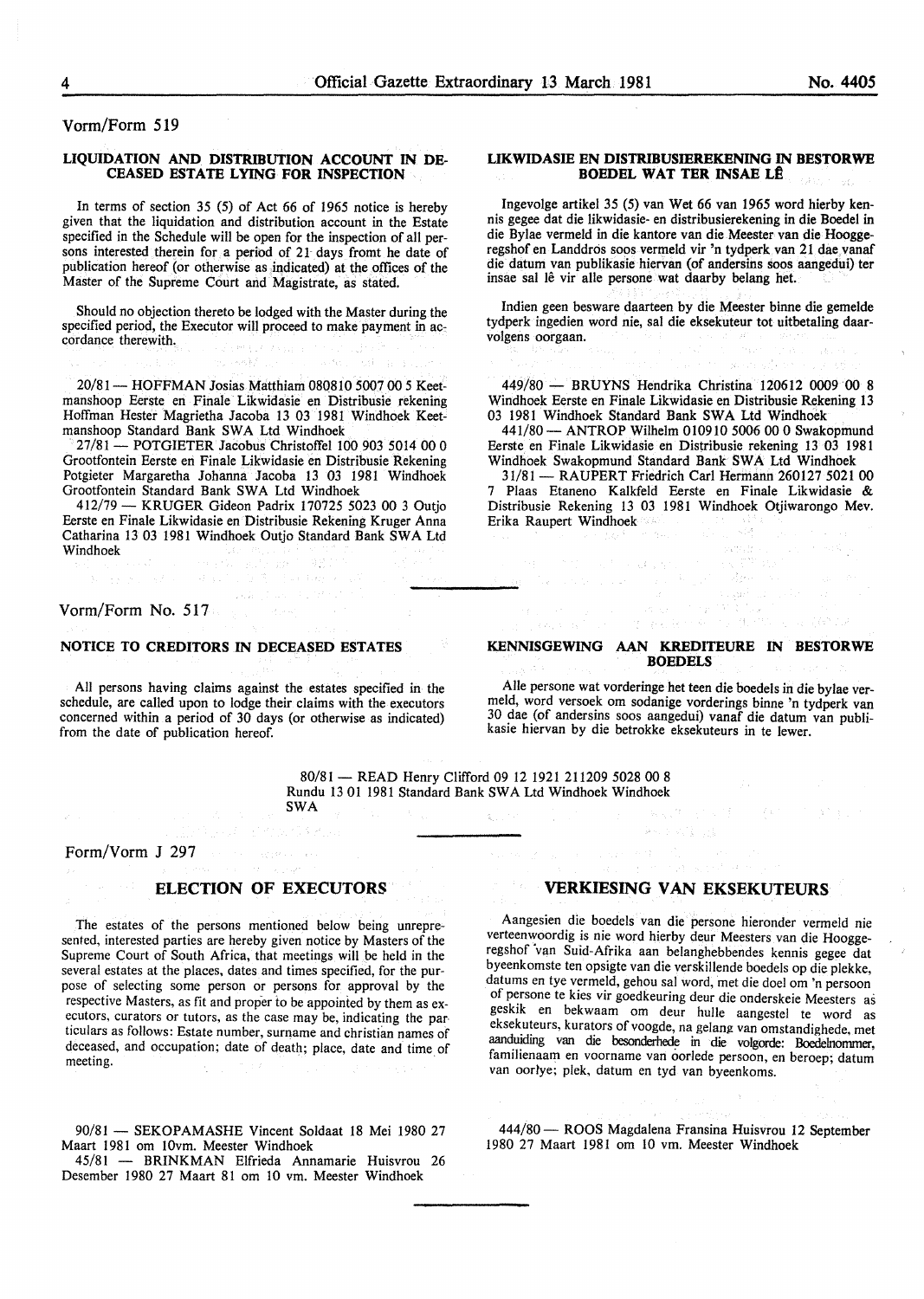Vorm/Form 519

**LIQUIDATION AND DISTRIBUTION ACCOUNT IN DECEASED ESTATE LYING FOR INSPECTION**

In terms of section 35 (5) of Act 66 of 1965 notice is hereby given that the liquidation and distribution account in the Estate specified in the Schedule will be open for the inspection of all persons interested therein for a period of 21 days fromt he date of publication hereof (or otherwise as indicated) at the offices of the Master of the Supreme Court and Magistrate, as stated.

Should no objection thereto be lodged with the Master during the specified period, the Executor will proceed to make payment in accordance therewith.

20/81 — HOFFMAN Josias Matthiam 080810 5007 00 5 Keetmanshoop Eerste en Finale Likwidasie en Distribusie rekening Hoffman Hester Magrietha Jacoba 13 03 1981 Windhoek Keetmanshoop Standard Bank SWA Ltd Windhoek

27/81 — POTGIETER Jacobus Christoffel 100 903 5014 00 0 Grootfontein Eerste en Finale Likwidasie en Distribusie Rekening Potgieter Margaretha Johanna Jacoba 13 03 1981 Windhoek Grootfontein Standard Bank SWA Ltd Windhoek

412/79 — KRUGER Gideon Padrix 170725 5023 00 3 Outjo Eerste en Finale Likwidasie en Distribusie Rekening Kruger Anna Catharina 13 03 1981 Windhoek Outjo Standard Bank SWA Ltd Windhoek

**LIKWIDASIE EN DISTRIBUSIEREKENING IN BESTORWE BOEDEL WAT TER INSAE LÊ**

Ingevolge artikel 35 (5) van Wet 66 van 1965 word hierby kennis gegee dat die likwidasie- en distribusierekening in die Boedel in die Bylae vermeld in die kantore van die Meester van die Hooggeregshof en Landdros soos vermeld vir 'n tydperk van 21 dae vanaf die datum van publikasie hiervan (of andersins soos aangedui) ter insae sal lê vir alle persone wat daarby belang het.

Indien geen besware daarteen by die Meester binne die gemelde tydperk ingedien word nie, sal die eksekuteur tot uitbetaling daarvolgens oorgaan.

449/80 — BRUYNS Hendrika Christina 120612 0009 00 8 Windhoek Eerste en Finale Likwidasie en Distribusie Rekening 13 03 1981 Windhoek Standard Bank SWA Ltd Windhoek

441/80 — ANTROP Wilhelm 010910 5006 00 0 Swakopmund Eerste en Finale Likwidasie en Distribusie rekening 13 03 1981 Windhoek Swakopmund Standard Bank SWA Ltd Windhoek

31/81 — RAUPERT Friedrich Carl Hermann 260127 5021 00 7 Plaas Etaneno Kalkfeld Eerste en Finale Likwidasie & Distribusie Rekening 13 03 1981 Windhoek Otjiwarongo Mev. Erika Raupert Windhoek

---

Vorm/Form No. 517

**NOTICE TO CREDITORS IN DECEASED ESTATES**

All persons having claims against the estates specified in the schedule, are called upon to lodge their claims with the executors concerned within a period of 30 days (or otherwise as indicated) from the date of publication hereof.

**KENNISGEWING AAN KREDITEURE IN BESTORWE BOEDELS**

Alle persone wat vorderinge het teen die boedels in die bylae vermeld, word versoek om sodanige vorderings binne 'n tydperk van 30 dae (of andersins soos aangedui) vanaf die datum van publikasie hiervan by die betrokke eksekuteurs in te lewer.

80/81 — READ Henry Clifford 09 12 1921 211209 5028 00 8 Rundu 13 01 1981 Standard Bank SWA Ltd Windhoek Windhoek SWA

---

Form/Vorm J 297

## ELECTION OF EXECUTORS

The estates of the persons mentioned below being unrepresented, interested parties are hereby given notice by Masters of the Supreme Court of South Africa, that meetings will be held in the several estates at the places, dates and times specified, for the purpose of selecting some person or persons for approval by the respective Masters, as fit and proper to be appointed by them as executors, curators or tutors, as the case may be, indicating the particulars as follows: Estate number, surname and christian names of deceased, and occupation; date of death; place, date and time of meeting.

90/81 — SEKOPAMASHE Vincent Soldaat 18 Mei 1980 27 Maart 1981 om 10vm. Meester Windhoek

45/81 — BRINKMAN Elfrieda Annamarie Huisvrou 26 Desember 1980 27 Maart 81 om 10 vm. Meester Windhoek

## VERKIESING VAN EKSEKUTEURS

Aangesien die boedels van die persone hieronder vermeld nie verteenwoordig is nie word hierby deur Meesters van die Hooggeregshof van Suid-Afrika aan belanghebbendes kennis gegee dat byeenkomste ten opsigte van die verskillende boedels op die plekke, datums en tye vermeld, gehou sal word, met die doel om 'n persoon of persone te kies vir goedkeuring deur die onderskeie Meesters as geskik en bekwaam om deur hulle aangestel te word as eksekuteurs, kurators of voogde, na gelang van omstandighede, met aanduiding van die besonderhede in die volgorde: Boedelnommer, familienaam en voorname van oorlede persoon, en beroep; datum van oorlye; plek, datum en tyd van byeenkoms.

444/80 — ROOS Magdalena Fransina Huisvrou 12 September 1980 27 Maart 1981 om 10 vm. Meester Windhoek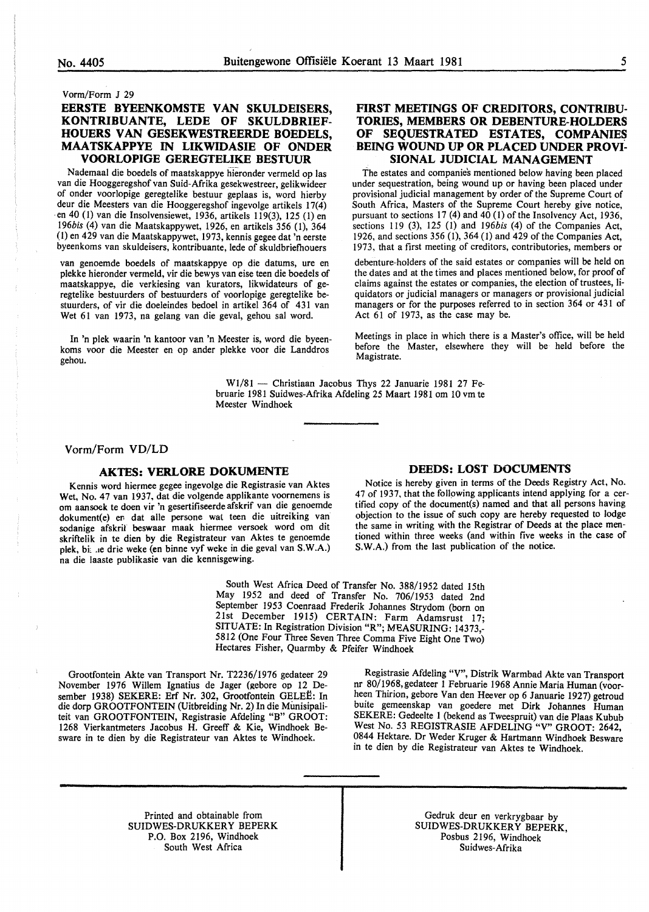Vorm/Form J 29

## EERSTE BYEENKOMSTE VAN SKULDEISERS, KONTRIBUANTE, LEDE OF SKULDBRIEFHOUERS VAN GESEKWESTREERDE BOEDELS, MAATSKAPPYE IN LIKWIDASIE OF ONDER VOORLOPIGE GEREGTELIKE BESTUUR

Nademaal die boedels of maatskappye hieronder vermeld op las van die Hooggeregshof van Suid-Afrika gesekwestreer, gelikwideer of onder voorlopige geregtelike bestuur geplaas is, word hierby deur die Meesters van die Hooggeregshof ingevolge artikels 17(4) en 40 (1) van die Insolvensiewet, 1936, artikels 119(3), 125 (1) en 196*bis* (4) van die Maatskappywet, 1926, en artikels 356 (1), 364 (1) en 429 van die Maatskappywet, 1973, kennis gegee dat 'n eerste byeenkoms van skuldeisers, kontribuante, lede of skuldbriefhouers van genoemde boedels of maatskappye op die datums, ure en plekke hieronder vermeld, vir die bewys van eise teen die boedels of maatskappye, die verkiesing van kurators, likwidateurs of geregtelike bestuurders of bestuurders of voorlopige geregtelike bestuurders, of vir die doeleindes bedoel in artikel 364 of 431 van Wet 61 van 1973, na gelang van die geval, gehou sal word.

In 'n plek waarin 'n kantoor van 'n Meester is, word die byeenkoms voor die Meester en op ander plekke voor die Landdros gehou.

## FIRST MEETINGS OF CREDITORS, CONTRIBUTORIES, MEMBERS OR DEBENTURE-HOLDERS OF SEQUESTRATED ESTATES, COMPANIES BEING WOUND UP OR PLACED UNDER PROVISIONAL JUDICIAL MANAGEMENT

The estates and companies mentioned below having been placed under sequestration, being wound up or having been placed under provisional judicial management by order of the Supreme Court of South Africa, Masters of the Supreme Court hereby give notice, pursuant to sections 17 (4) and 40 (1) of the Insolvency Act, 1936, sections 119 (3), 125 (1) and 196*bis* (4) of the Companies Act, 1926, and sections 356 (1), 364 (1) and 429 of the Companies Act, 1973, that a first meeting of creditors, contributories, members or debenture-holders of the said estates or companies will be held on the dates and at the times and places mentioned below, for proof of claims against the estates or companies, the election of trustees, liquidators or judicial managers or managers or provisional judicial managers or for the purposes referred to in section 364 or 431 of Act 61 of 1973, as the case may be.

Meetings in place in which there is a Master's office, will be held before the Master, elsewhere they will be held before the Magistrate.

W1/81 — Christiaan Jacobus Thys 22 Januarie 1981 27 Februarie 1981 Suidwes-Afrika Afdeling 25 Maart 1981 om 10 vm te Meester Windhoek

Vorm/Form VD/LD

## AKTES: VERLORE DOKUMENTE

Kennis word hiermee gegee ingevolge die Registrasie van Aktes Wet, No. 47 van 1937, dat die volgende applikante voornemens is om aansoek te doen vir 'n gesertifiseerde afskrif van die genoemde dokument(e) en dat alle persone wat teen die uitreiking van sodanige afskrif beswaar maak hiermee versoek word om dit skriftelik in te dien by die Registrateur van Aktes te genoemde plek, bi..e drie weke (en binne vyf weke in die geval van S.W.A.) na die laaste publikasie van die kennisgewing.

## DEEDS: LOST DOCUMENTS

Notice is hereby given in terms of the Deeds Registry Act, No. 47 of 1937, that the following applicants intend applying for a certified copy of the document(s) named and that all persons having objection to the issue of such copy are hereby requested to lodge the same in writing with the Registrar of Deeds at the place mentioned within three weeks (and within five weeks in the case of S.W.A.) from the last publication of the notice.

South West Africa Deed of Transfer No. 388/1952 dated 15th May 1952 and deed of Transfer No. 706/1953 dated 2nd September 1953 Coenraad Frederik Johannes Strydom (born on 21st December 1915) CERTAIN: Farm Adamsrust 17; SITUATE: In Registration Division "R"; MEASURING: 14373,-5812 (One Four Three Seven Three Comma Five Eight One Two) Hectares Fisher, Quarmby & Pfeifer Windhoek

Grootfontein Akte van Transport Nr. T2236/1976 gedateer 29 November 1976 Willem Ignatius de Jager (gebore op 12 Desember 1938) SEKERE: Erf Nr. 302, Grootfontein GELEË: In die dorp GROOTFONTEIN (Uitbreiding Nr. 2) In die Munisipaliteit van GROOTFONTEIN, Registrasie Afdeling "B" GROOT: 1268 Vierkantmeters Jacobus H. Greeff & Kie, Windhoek Besware in te dien by die Registrateur van Aktes te Windhoek.

Registrasie Afdeling "V", Distrik Warmbad Akte van Transport nr 80/1968, gedateer 1 Februarie 1968 Annie Maria Human (voorheen Thirion, gebore Van den Heever op 6 Januarie 1927) getroud buite gemeenskap van goedere met Dirk Johannes Human SEKERE: Gedeelte 1 (bekend as Tweespruit) van die Plaas Kubub West No. 53 REGISTRASIE AFDELING "V" GROOT: 2642, 0844 Hektare. Dr Weder Kruger & Hartmann Windhoek Besware in te dien by die Registrateur van Aktes te Windhoek.

Printed and obtainable from
SUIDWES-DRUKKERY BEPERK
P.O. Box 2196, Windhoek
South West Africa

Gedruk deur en verkrygbaar by
SUIDWES-DRUKKERY BEPERK,
Posbus 2196, Windhoek
Suidwes-Afrika